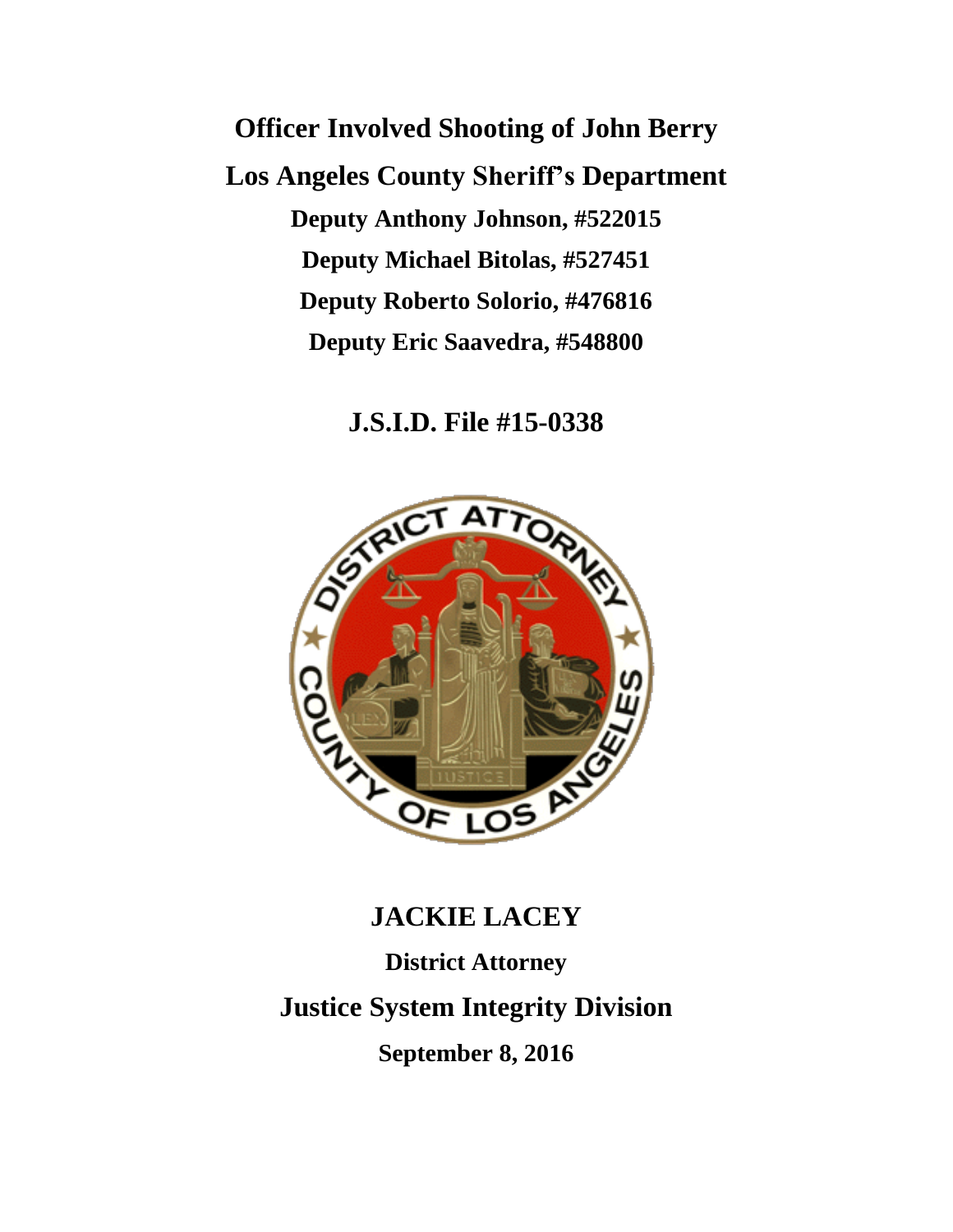# Officer Involved Shooting of John Berry

## Los Angeles County Sheriff's Department

**Deputy Anthony Johnson, #522015**

**Deputy Michael Bitolas, #527451**

**Deputy Roberto Solorio, #476816**

**Deputy Eric Saavedra, #548800**

## J.S.I.D. File #15-0338

## JACKIE LACEY

**District Attorney**

## Justice System Integrity Division

**September 8, 2016**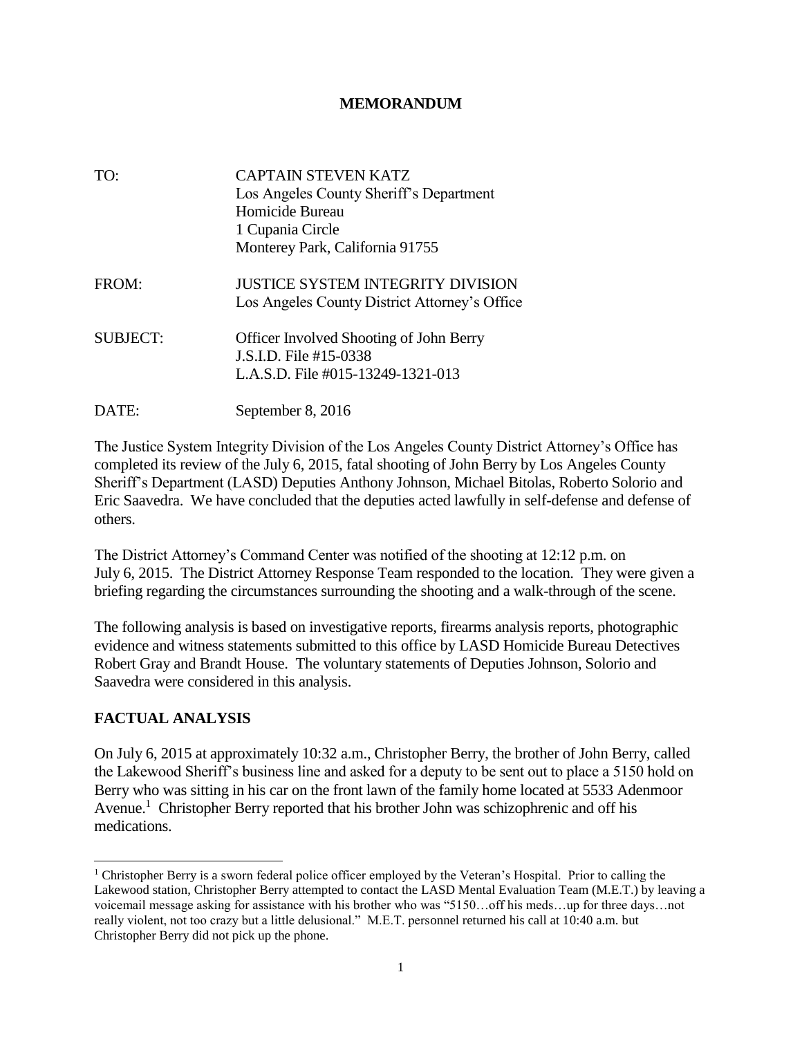**MEMORANDUM**

| | |
|---|---|
| TO: | CAPTAIN STEVEN KATZ<br>Los Angeles County Sheriff's Department<br>Homicide Bureau<br>1 Cupania Circle<br>Monterey Park, California 91755 |
| FROM: | JUSTICE SYSTEM INTEGRITY DIVISION<br>Los Angeles County District Attorney's Office |
| SUBJECT: | Officer Involved Shooting of John Berry<br>J.S.I.D. File #15-0338<br>L.A.S.D. File #015-13249-1321-013 |
| DATE: | September 8, 2016 |

The Justice System Integrity Division of the Los Angeles County District Attorney's Office has completed its review of the July 6, 2015, fatal shooting of John Berry by Los Angeles County Sheriff's Department (LASD) Deputies Anthony Johnson, Michael Bitolas, Roberto Solorio and Eric Saavedra. We have concluded that the deputies acted lawfully in self-defense and defense of others.

The District Attorney's Command Center was notified of the shooting at 12:12 p.m. on July 6, 2015. The District Attorney Response Team responded to the location. They were given a briefing regarding the circumstances surrounding the shooting and a walk-through of the scene.

The following analysis is based on investigative reports, firearms analysis reports, photographic evidence and witness statements submitted to this office by LASD Homicide Bureau Detectives Robert Gray and Brandt House. The voluntary statements of Deputies Johnson, Solorio and Saavedra were considered in this analysis.

## FACTUAL ANALYSIS

On July 6, 2015 at approximately 10:32 a.m., Christopher Berry, the brother of John Berry, called the Lakewood Sheriff's business line and asked for a deputy to be sent out to place a 5150 hold on Berry who was sitting in his car on the front lawn of the family home located at 5533 Adenmoor Avenue.[1] Christopher Berry reported that his brother John was schizophrenic and off his medications.

[1] Christopher Berry is a sworn federal police officer employed by the Veteran's Hospital. Prior to calling the Lakewood station, Christopher Berry attempted to contact the LASD Mental Evaluation Team (M.E.T.) by leaving a voicemail message asking for assistance with his brother who was "5150…off his meds…up for three days…not really violent, not too crazy but a little delusional." M.E.T. personnel returned his call at 10:40 a.m. but Christopher Berry did not pick up the phone.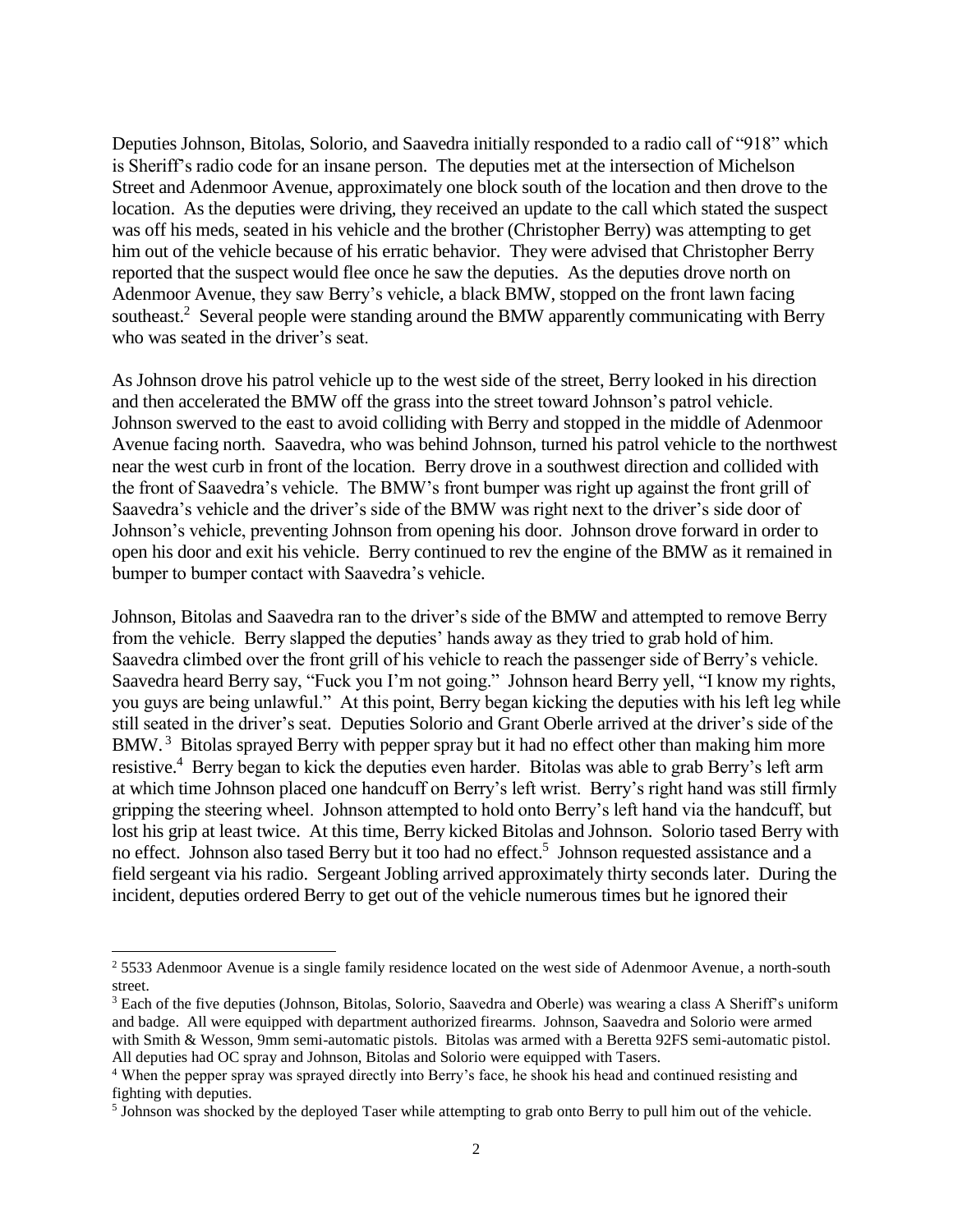Deputies Johnson, Bitolas, Solorio, and Saavedra initially responded to a radio call of "918" which is Sheriff's radio code for an insane person. The deputies met at the intersection of Michelson Street and Adenmoor Avenue, approximately one block south of the location and then drove to the location. As the deputies were driving, they received an update to the call which stated the suspect was off his meds, seated in his vehicle and the brother (Christopher Berry) was attempting to get him out of the vehicle because of his erratic behavior. They were advised that Christopher Berry reported that the suspect would flee once he saw the deputies. As the deputies drove north on Adenmoor Avenue, they saw Berry's vehicle, a black BMW, stopped on the front lawn facing southeast.[2] Several people were standing around the BMW apparently communicating with Berry who was seated in the driver's seat.

As Johnson drove his patrol vehicle up to the west side of the street, Berry looked in his direction and then accelerated the BMW off the grass into the street toward Johnson's patrol vehicle. Johnson swerved to the east to avoid colliding with Berry and stopped in the middle of Adenmoor Avenue facing north. Saavedra, who was behind Johnson, turned his patrol vehicle to the northwest near the west curb in front of the location. Berry drove in a southwest direction and collided with the front of Saavedra's vehicle. The BMW's front bumper was right up against the front grill of Saavedra's vehicle and the driver's side of the BMW was right next to the driver's side door of Johnson's vehicle, preventing Johnson from opening his door. Johnson drove forward in order to open his door and exit his vehicle. Berry continued to rev the engine of the BMW as it remained in bumper to bumper contact with Saavedra's vehicle.

Johnson, Bitolas and Saavedra ran to the driver's side of the BMW and attempted to remove Berry from the vehicle. Berry slapped the deputies' hands away as they tried to grab hold of him. Saavedra climbed over the front grill of his vehicle to reach the passenger side of Berry's vehicle. Saavedra heard Berry say, "Fuck you I'm not going." Johnson heard Berry yell, "I know my rights, you guys are being unlawful." At this point, Berry began kicking the deputies with his left leg while still seated in the driver's seat. Deputies Solorio and Grant Oberle arrived at the driver's side of the BMW.[3] Bitolas sprayed Berry with pepper spray but it had no effect other than making him more resistive.[4] Berry began to kick the deputies even harder. Bitolas was able to grab Berry's left arm at which time Johnson placed one handcuff on Berry's left wrist. Berry's right hand was still firmly gripping the steering wheel. Johnson attempted to hold onto Berry's left hand via the handcuff, but lost his grip at least twice. At this time, Berry kicked Bitolas and Johnson. Solorio tased Berry with no effect. Johnson also tased Berry but it too had no effect.[5] Johnson requested assistance and a field sergeant via his radio. Sergeant Jobling arrived approximately thirty seconds later. During the incident, deputies ordered Berry to get out of the vehicle numerous times but he ignored their

---

[2] 5533 Adenmoor Avenue is a single family residence located on the west side of Adenmoor Avenue, a north-south street.

[3] Each of the five deputies (Johnson, Bitolas, Solorio, Saavedra and Oberle) was wearing a class A Sheriff's uniform and badge. All were equipped with department authorized firearms. Johnson, Saavedra and Solorio were armed with Smith & Wesson, 9mm semi-automatic pistols. Bitolas was armed with a Beretta 92FS semi-automatic pistol. All deputies had OC spray and Johnson, Bitolas and Solorio were equipped with Tasers.

[4] When the pepper spray was sprayed directly into Berry's face, he shook his head and continued resisting and fighting with deputies.

[5] Johnson was shocked by the deployed Taser while attempting to grab onto Berry to pull him out of the vehicle.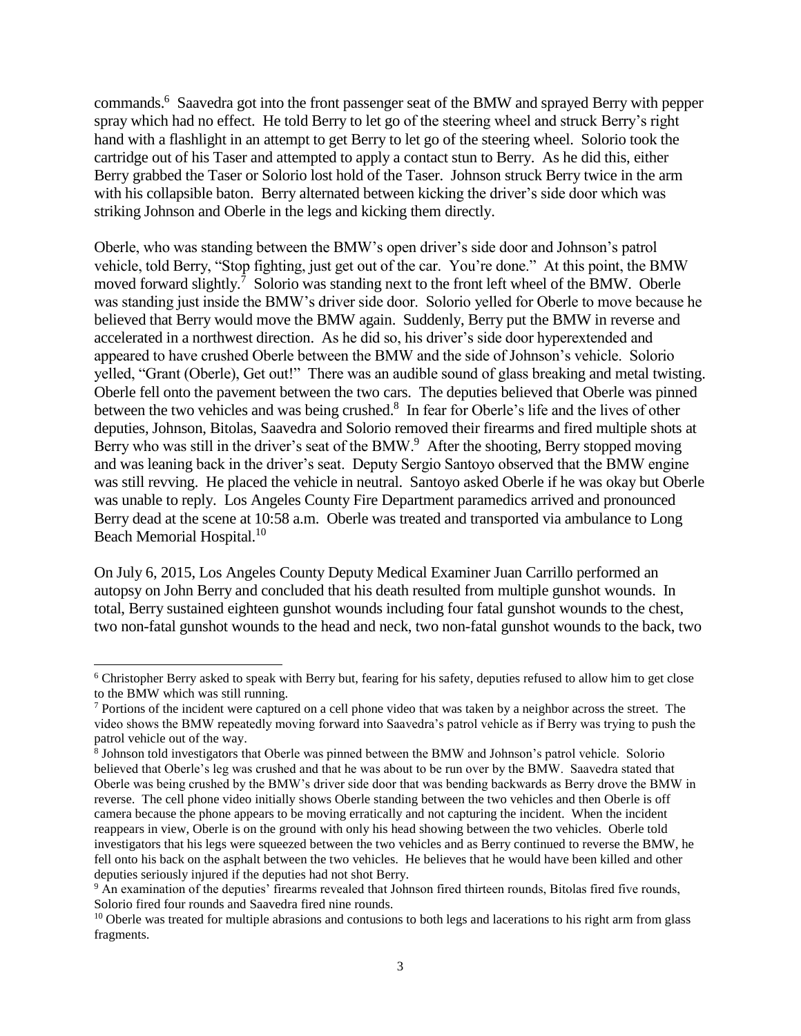commands.[6] Saavedra got into the front passenger seat of the BMW and sprayed Berry with pepper spray which had no effect. He told Berry to let go of the steering wheel and struck Berry's right hand with a flashlight in an attempt to get Berry to let go of the steering wheel. Solorio took the cartridge out of his Taser and attempted to apply a contact stun to Berry. As he did this, either Berry grabbed the Taser or Solorio lost hold of the Taser. Johnson struck Berry twice in the arm with his collapsible baton. Berry alternated between kicking the driver's side door which was striking Johnson and Oberle in the legs and kicking them directly.

Oberle, who was standing between the BMW's open driver's side door and Johnson's patrol vehicle, told Berry, "Stop fighting, just get out of the car. You're done." At this point, the BMW moved forward slightly.[7] Solorio was standing next to the front left wheel of the BMW. Oberle was standing just inside the BMW's driver side door. Solorio yelled for Oberle to move because he believed that Berry would move the BMW again. Suddenly, Berry put the BMW in reverse and accelerated in a northwest direction. As he did so, his driver's side door hyperextended and appeared to have crushed Oberle between the BMW and the side of Johnson's vehicle. Solorio yelled, "Grant (Oberle), Get out!" There was an audible sound of glass breaking and metal twisting. Oberle fell onto the pavement between the two cars. The deputies believed that Oberle was pinned between the two vehicles and was being crushed.[8] In fear for Oberle's life and the lives of other deputies, Johnson, Bitolas, Saavedra and Solorio removed their firearms and fired multiple shots at Berry who was still in the driver's seat of the BMW.[9] After the shooting, Berry stopped moving and was leaning back in the driver's seat. Deputy Sergio Santoyo observed that the BMW engine was still revving. He placed the vehicle in neutral. Santoyo asked Oberle if he was okay but Oberle was unable to reply. Los Angeles County Fire Department paramedics arrived and pronounced Berry dead at the scene at 10:58 a.m. Oberle was treated and transported via ambulance to Long Beach Memorial Hospital.[10]

On July 6, 2015, Los Angeles County Deputy Medical Examiner Juan Carrillo performed an autopsy on John Berry and concluded that his death resulted from multiple gunshot wounds. In total, Berry sustained eighteen gunshot wounds including four fatal gunshot wounds to the chest, two non-fatal gunshot wounds to the head and neck, two non-fatal gunshot wounds to the back, two

---

[6] Christopher Berry asked to speak with Berry but, fearing for his safety, deputies refused to allow him to get close to the BMW which was still running.

[7] Portions of the incident were captured on a cell phone video that was taken by a neighbor across the street. The video shows the BMW repeatedly moving forward into Saavedra's patrol vehicle as if Berry was trying to push the patrol vehicle out of the way.

[8] Johnson told investigators that Oberle was pinned between the BMW and Johnson's patrol vehicle. Solorio believed that Oberle's leg was crushed and that he was about to be run over by the BMW. Saavedra stated that Oberle was being crushed by the BMW's driver side door that was bending backwards as Berry drove the BMW in reverse. The cell phone video initially shows Oberle standing between the two vehicles and then Oberle is off camera because the phone appears to be moving erratically and not capturing the incident. When the incident reappears in view, Oberle is on the ground with only his head showing between the two vehicles. Oberle told investigators that his legs were squeezed between the two vehicles and as Berry continued to reverse the BMW, he fell onto his back on the asphalt between the two vehicles. He believes that he would have been killed and other deputies seriously injured if the deputies had not shot Berry.

[9] An examination of the deputies' firearms revealed that Johnson fired thirteen rounds, Bitolas fired five rounds, Solorio fired four rounds and Saavedra fired nine rounds.

[10] Oberle was treated for multiple abrasions and contusions to both legs and lacerations to his right arm from glass fragments.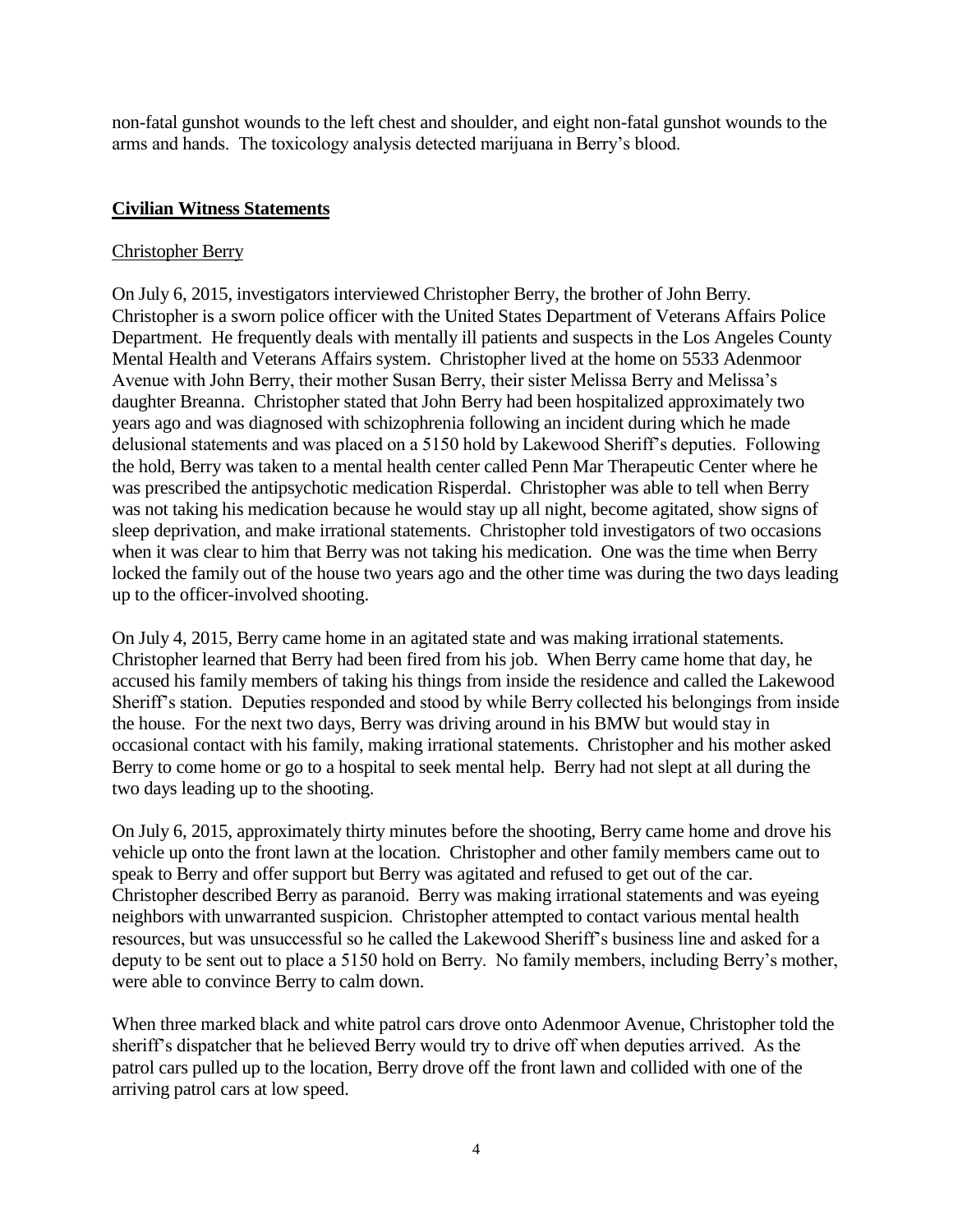non-fatal gunshot wounds to the left chest and shoulder, and eight non-fatal gunshot wounds to the arms and hands. The toxicology analysis detected marijuana in Berry's blood.

## **Civilian Witness Statements**

### Christopher Berry

On July 6, 2015, investigators interviewed Christopher Berry, the brother of John Berry. Christopher is a sworn police officer with the United States Department of Veterans Affairs Police Department. He frequently deals with mentally ill patients and suspects in the Los Angeles County Mental Health and Veterans Affairs system. Christopher lived at the home on 5533 Adenmoor Avenue with John Berry, their mother Susan Berry, their sister Melissa Berry and Melissa's daughter Breanna. Christopher stated that John Berry had been hospitalized approximately two years ago and was diagnosed with schizophrenia following an incident during which he made delusional statements and was placed on a 5150 hold by Lakewood Sheriff's deputies. Following the hold, Berry was taken to a mental health center called Penn Mar Therapeutic Center where he was prescribed the antipsychotic medication Risperdal. Christopher was able to tell when Berry was not taking his medication because he would stay up all night, become agitated, show signs of sleep deprivation, and make irrational statements. Christopher told investigators of two occasions when it was clear to him that Berry was not taking his medication. One was the time when Berry locked the family out of the house two years ago and the other time was during the two days leading up to the officer-involved shooting.

On July 4, 2015, Berry came home in an agitated state and was making irrational statements. Christopher learned that Berry had been fired from his job. When Berry came home that day, he accused his family members of taking his things from inside the residence and called the Lakewood Sheriff's station. Deputies responded and stood by while Berry collected his belongings from inside the house. For the next two days, Berry was driving around in his BMW but would stay in occasional contact with his family, making irrational statements. Christopher and his mother asked Berry to come home or go to a hospital to seek mental help. Berry had not slept at all during the two days leading up to the shooting.

On July 6, 2015, approximately thirty minutes before the shooting, Berry came home and drove his vehicle up onto the front lawn at the location. Christopher and other family members came out to speak to Berry and offer support but Berry was agitated and refused to get out of the car. Christopher described Berry as paranoid. Berry was making irrational statements and was eyeing neighbors with unwarranted suspicion. Christopher attempted to contact various mental health resources, but was unsuccessful so he called the Lakewood Sheriff's business line and asked for a deputy to be sent out to place a 5150 hold on Berry. No family members, including Berry's mother, were able to convince Berry to calm down.

When three marked black and white patrol cars drove onto Adenmoor Avenue, Christopher told the sheriff's dispatcher that he believed Berry would try to drive off when deputies arrived. As the patrol cars pulled up to the location, Berry drove off the front lawn and collided with one of the arriving patrol cars at low speed.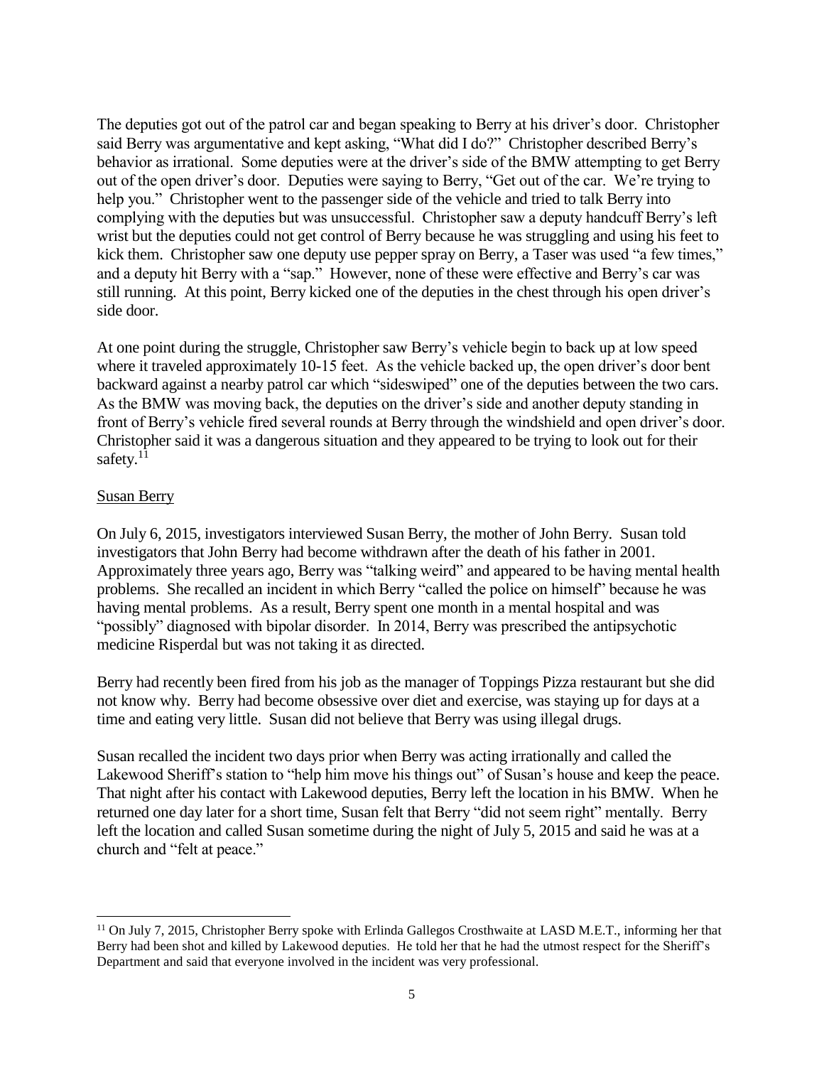The deputies got out of the patrol car and began speaking to Berry at his driver's door. Christopher said Berry was argumentative and kept asking, "What did I do?" Christopher described Berry's behavior as irrational. Some deputies were at the driver's side of the BMW attempting to get Berry out of the open driver's door. Deputies were saying to Berry, "Get out of the car. We're trying to help you." Christopher went to the passenger side of the vehicle and tried to talk Berry into complying with the deputies but was unsuccessful. Christopher saw a deputy handcuff Berry's left wrist but the deputies could not get control of Berry because he was struggling and using his feet to kick them. Christopher saw one deputy use pepper spray on Berry, a Taser was used "a few times," and a deputy hit Berry with a "sap." However, none of these were effective and Berry's car was still running. At this point, Berry kicked one of the deputies in the chest through his open driver's side door.

At one point during the struggle, Christopher saw Berry's vehicle begin to back up at low speed where it traveled approximately 10-15 feet. As the vehicle backed up, the open driver's door bent backward against a nearby patrol car which "sideswiped" one of the deputies between the two cars. As the BMW was moving back, the deputies on the driver's side and another deputy standing in front of Berry's vehicle fired several rounds at Berry through the windshield and open driver's door. Christopher said it was a dangerous situation and they appeared to be trying to look out for their safety.[11]

<u>Susan Berry</u>

On July 6, 2015, investigators interviewed Susan Berry, the mother of John Berry. Susan told investigators that John Berry had become withdrawn after the death of his father in 2001. Approximately three years ago, Berry was "talking weird" and appeared to be having mental health problems. She recalled an incident in which Berry "called the police on himself" because he was having mental problems. As a result, Berry spent one month in a mental hospital and was "possibly" diagnosed with bipolar disorder. In 2014, Berry was prescribed the antipsychotic medicine Risperdal but was not taking it as directed.

Berry had recently been fired from his job as the manager of Toppings Pizza restaurant but she did not know why. Berry had become obsessive over diet and exercise, was staying up for days at a time and eating very little. Susan did not believe that Berry was using illegal drugs.

Susan recalled the incident two days prior when Berry was acting irrationally and called the Lakewood Sheriff's station to "help him move his things out" of Susan's house and keep the peace. That night after his contact with Lakewood deputies, Berry left the location in his BMW. When he returned one day later for a short time, Susan felt that Berry "did not seem right" mentally. Berry left the location and called Susan sometime during the night of July 5, 2015 and said he was at a church and "felt at peace."

---

[11] On July 7, 2015, Christopher Berry spoke with Erlinda Gallegos Crosthwaite at LASD M.E.T., informing her that Berry had been shot and killed by Lakewood deputies. He told her that he had the utmost respect for the Sheriff's Department and said that everyone involved in the incident was very professional.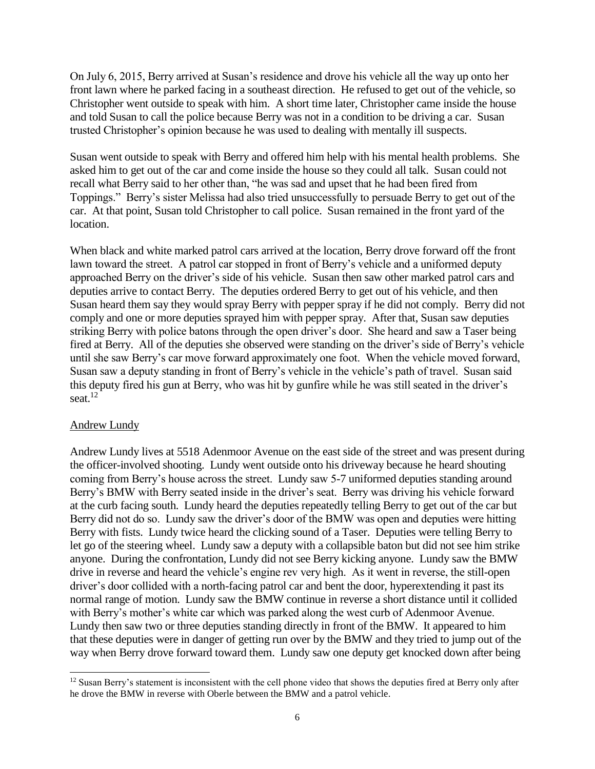On July 6, 2015, Berry arrived at Susan's residence and drove his vehicle all the way up onto her front lawn where he parked facing in a southeast direction. He refused to get out of the vehicle, so Christopher went outside to speak with him. A short time later, Christopher came inside the house and told Susan to call the police because Berry was not in a condition to be driving a car. Susan trusted Christopher's opinion because he was used to dealing with mentally ill suspects.

Susan went outside to speak with Berry and offered him help with his mental health problems. She asked him to get out of the car and come inside the house so they could all talk. Susan could not recall what Berry said to her other than, "he was sad and upset that he had been fired from Toppings." Berry's sister Melissa had also tried unsuccessfully to persuade Berry to get out of the car. At that point, Susan told Christopher to call police. Susan remained in the front yard of the location.

When black and white marked patrol cars arrived at the location, Berry drove forward off the front lawn toward the street. A patrol car stopped in front of Berry's vehicle and a uniformed deputy approached Berry on the driver's side of his vehicle. Susan then saw other marked patrol cars and deputies arrive to contact Berry. The deputies ordered Berry to get out of his vehicle, and then Susan heard them say they would spray Berry with pepper spray if he did not comply. Berry did not comply and one or more deputies sprayed him with pepper spray. After that, Susan saw deputies striking Berry with police batons through the open driver's door. She heard and saw a Taser being fired at Berry. All of the deputies she observed were standing on the driver's side of Berry's vehicle until she saw Berry's car move forward approximately one foot. When the vehicle moved forward, Susan saw a deputy standing in front of Berry's vehicle in the vehicle's path of travel. Susan said this deputy fired his gun at Berry, who was hit by gunfire while he was still seated in the driver's seat.[12]

<u>Andrew Lundy</u>

Andrew Lundy lives at 5518 Adenmoor Avenue on the east side of the street and was present during the officer-involved shooting. Lundy went outside onto his driveway because he heard shouting coming from Berry's house across the street. Lundy saw 5-7 uniformed deputies standing around Berry's BMW with Berry seated inside in the driver's seat. Berry was driving his vehicle forward at the curb facing south. Lundy heard the deputies repeatedly telling Berry to get out of the car but Berry did not do so. Lundy saw the driver's door of the BMW was open and deputies were hitting Berry with fists. Lundy twice heard the clicking sound of a Taser. Deputies were telling Berry to let go of the steering wheel. Lundy saw a deputy with a collapsible baton but did not see him strike anyone. During the confrontation, Lundy did not see Berry kicking anyone. Lundy saw the BMW drive in reverse and heard the vehicle's engine rev very high. As it went in reverse, the still-open driver's door collided with a north-facing patrol car and bent the door, hyperextending it past its normal range of motion. Lundy saw the BMW continue in reverse a short distance until it collided with Berry's mother's white car which was parked along the west curb of Adenmoor Avenue. Lundy then saw two or three deputies standing directly in front of the BMW. It appeared to him that these deputies were in danger of getting run over by the BMW and they tried to jump out of the way when Berry drove forward toward them. Lundy saw one deputy get knocked down after being

[12] Susan Berry's statement is inconsistent with the cell phone video that shows the deputies fired at Berry only after he drove the BMW in reverse with Oberle between the BMW and a patrol vehicle.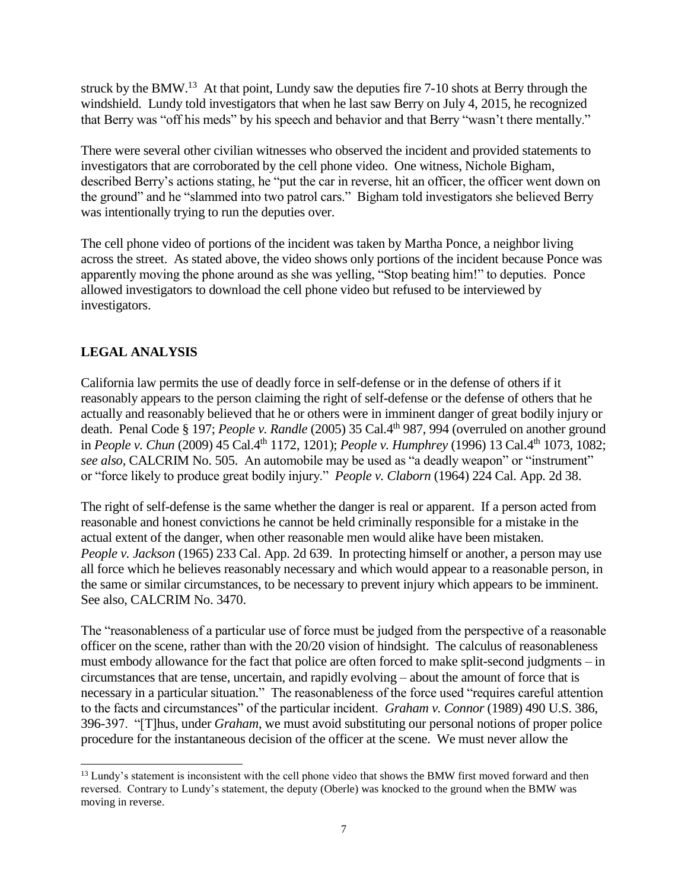struck by the BMW.[13] At that point, Lundy saw the deputies fire 7-10 shots at Berry through the windshield. Lundy told investigators that when he last saw Berry on July 4, 2015, he recognized that Berry was "off his meds" by his speech and behavior and that Berry "wasn't there mentally."

There were several other civilian witnesses who observed the incident and provided statements to investigators that are corroborated by the cell phone video. One witness, Nichole Bigham, described Berry's actions stating, he "put the car in reverse, hit an officer, the officer went down on the ground" and he "slammed into two patrol cars." Bigham told investigators she believed Berry was intentionally trying to run the deputies over.

The cell phone video of portions of the incident was taken by Martha Ponce, a neighbor living across the street. As stated above, the video shows only portions of the incident because Ponce was apparently moving the phone around as she was yelling, "Stop beating him!" to deputies. Ponce allowed investigators to download the cell phone video but refused to be interviewed by investigators.

## LEGAL ANALYSIS

California law permits the use of deadly force in self-defense or in the defense of others if it reasonably appears to the person claiming the right of self-defense or the defense of others that he actually and reasonably believed that he or others were in imminent danger of great bodily injury or death. Penal Code § 197; *People v. Randle* (2005) 35 Cal.4th 987, 994 (overruled on another ground in *People v. Chun* (2009) 45 Cal.4th 1172, 1201); *People v. Humphrey* (1996) 13 Cal.4th 1073, 1082; *see also*, CALCRIM No. 505. An automobile may be used as "a deadly weapon" or "instrument" or "force likely to produce great bodily injury." *People v. Claborn* (1964) 224 Cal. App. 2d 38.

The right of self-defense is the same whether the danger is real or apparent. If a person acted from reasonable and honest convictions he cannot be held criminally responsible for a mistake in the actual extent of the danger, when other reasonable men would alike have been mistaken. *People v. Jackson* (1965) 233 Cal. App. 2d 639. In protecting himself or another, a person may use all force which he believes reasonably necessary and which would appear to a reasonable person, in the same or similar circumstances, to be necessary to prevent injury which appears to be imminent. See also, CALCRIM No. 3470.

The "reasonableness of a particular use of force must be judged from the perspective of a reasonable officer on the scene, rather than with the 20/20 vision of hindsight. The calculus of reasonableness must embody allowance for the fact that police are often forced to make split-second judgments – in circumstances that are tense, uncertain, and rapidly evolving – about the amount of force that is necessary in a particular situation." The reasonableness of the force used "requires careful attention to the facts and circumstances" of the particular incident. *Graham v. Connor* (1989) 490 U.S. 386, 396-397. "[T]hus, under *Graham*, we must avoid substituting our personal notions of proper police procedure for the instantaneous decision of the officer at the scene. We must never allow the

[13] Lundy's statement is inconsistent with the cell phone video that shows the BMW first moved forward and then reversed. Contrary to Lundy's statement, the deputy (Oberle) was knocked to the ground when the BMW was moving in reverse.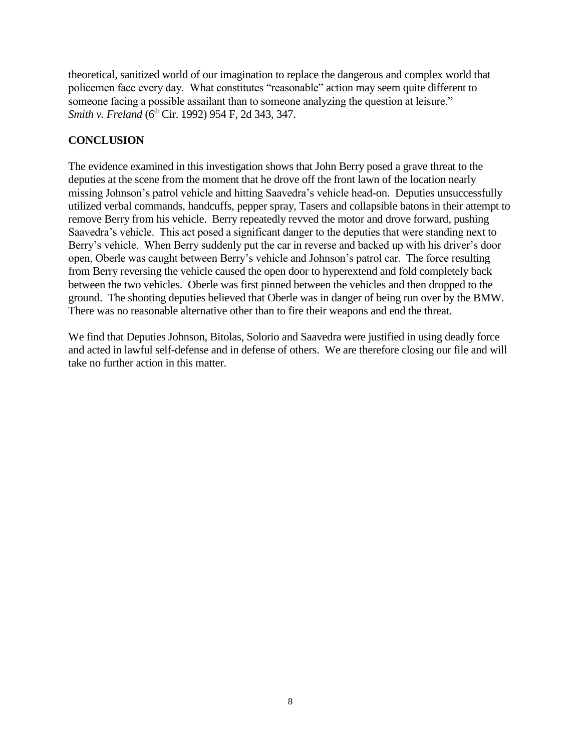theoretical, sanitized world of our imagination to replace the dangerous and complex world that policemen face every day. What constitutes "reasonable" action may seem quite different to someone facing a possible assailant than to someone analyzing the question at leisure." *Smith v. Freland* (6th Cir. 1992) 954 F, 2d 343, 347.

**CONCLUSION**

The evidence examined in this investigation shows that John Berry posed a grave threat to the deputies at the scene from the moment that he drove off the front lawn of the location nearly missing Johnson's patrol vehicle and hitting Saavedra's vehicle head-on. Deputies unsuccessfully utilized verbal commands, handcuffs, pepper spray, Tasers and collapsible batons in their attempt to remove Berry from his vehicle. Berry repeatedly revved the motor and drove forward, pushing Saavedra's vehicle. This act posed a significant danger to the deputies that were standing next to Berry's vehicle. When Berry suddenly put the car in reverse and backed up with his driver's door open, Oberle was caught between Berry's vehicle and Johnson's patrol car. The force resulting from Berry reversing the vehicle caused the open door to hyperextend and fold completely back between the two vehicles. Oberle was first pinned between the vehicles and then dropped to the ground. The shooting deputies believed that Oberle was in danger of being run over by the BMW. There was no reasonable alternative other than to fire their weapons and end the threat.

We find that Deputies Johnson, Bitolas, Solorio and Saavedra were justified in using deadly force and acted in lawful self-defense and in defense of others. We are therefore closing our file and will take no further action in this matter.